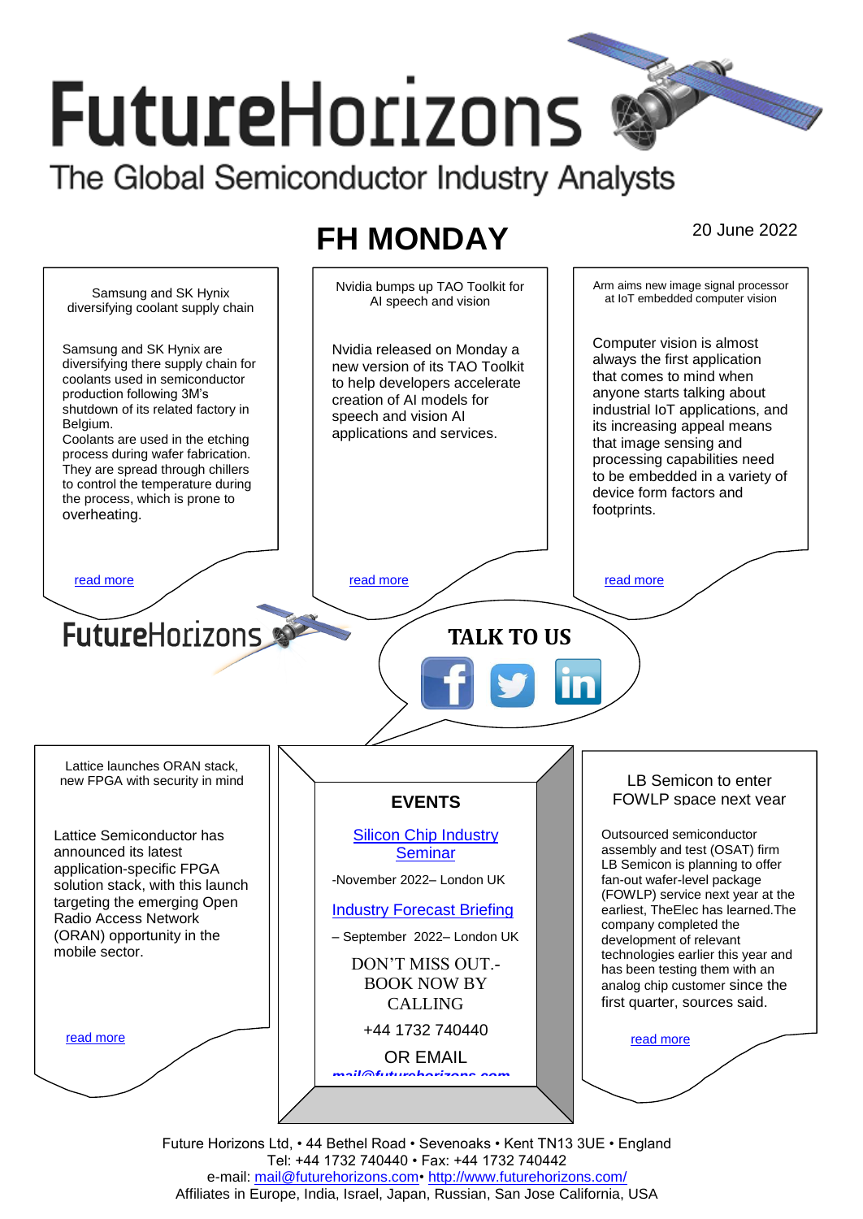# FutureHorizons

The Global Semiconductor Industry Analysts

## FH MONDAY

20 June 2022

### Samsung and SK Hynix diversifying coolant supply chain

Samsung and SK Hynix are diversifying there supply chain for coolants used in semiconductor production following 3M's shutdown of its related factory in Belgium.
Coolants are used in the etching process during wafer fabrication. They are spread through chillers to control the temperature during the process, which is prone to overheating.

read more

### Nvidia bumps up TAO Toolkit for AI speech and vision

Nvidia released on Monday a new version of its TAO Toolkit to help developers accelerate creation of AI models for speech and vision AI applications and services.

read more

### Arm aims new image signal processor at IoT embedded computer vision

Computer vision is almost always the first application that comes to mind when anyone starts talking about industrial IoT applications, and its increasing appeal means that image sensing and processing capabilities need to be embedded in a variety of device form factors and footprints.

read more

FutureHorizons

TALK TO US

### Lattice launches ORAN stack, new FPGA with security in mind

Lattice Semiconductor has announced its latest application-specific FPGA solution stack, with this launch targeting the Open Radio Access Network (ORAN) opportunity in the mobile sector.

read more

### EVENTS

Silicon Chip Industry Seminar

-November 2022– London UK

Industry Forecast Briefing

– September 2022– London UK

DON'T MISS OUT.-
BOOK NOW BY CALLING

+44 1732 740440

OR EMAIL

mail@futurehorizons.com

### LB Semicon to enter FOWLP space next year

Outsourced semiconductor assembly and test (OSAT) firm LB Semicon is planning to offer fan-out wafer-level package (FOWLP) service next year at the earliest, TheElec has learned.The company completed the development of relevant technologies earlier this year and has been testing them with an analog chip customer since the first quarter, sources said.

read more

Future Horizons Ltd, • 44 Bethel Road • Sevenoaks • Kent TN13 3UE • England
Tel: +44 1732 740440 • Fax: +44 1732 740442
e-mail: mail@futurehorizons.com• http://www.futurehorizons.com/
Affiliates in Europe, India, Israel, Japan, Russian, San Jose California, USA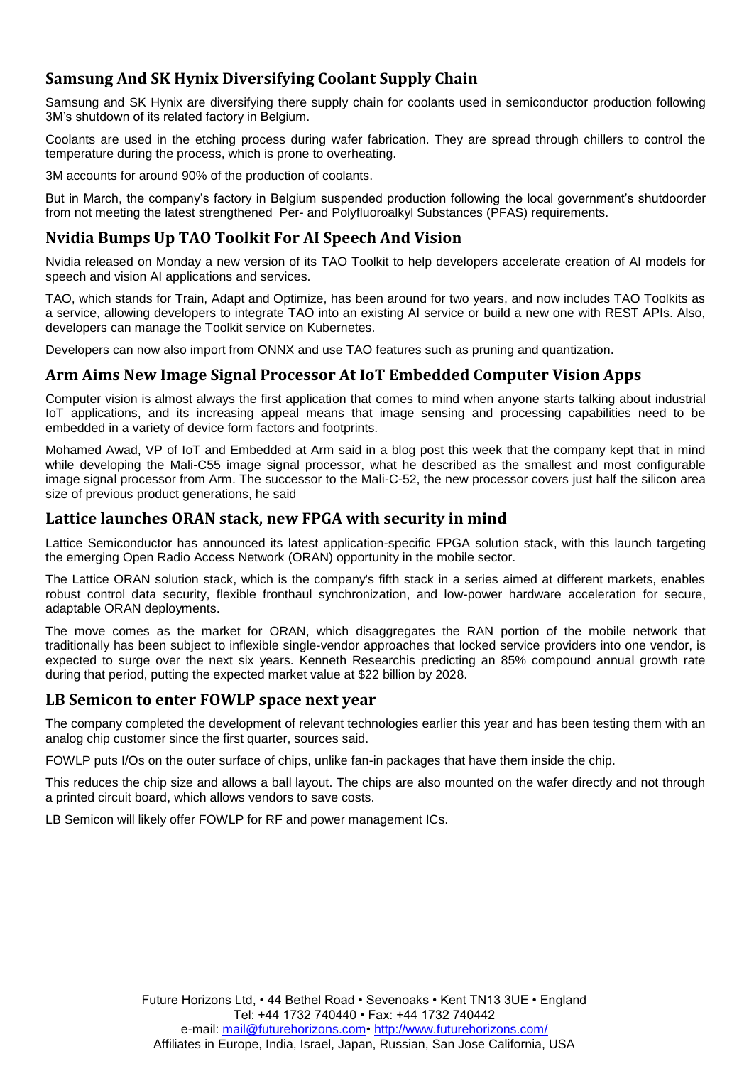## Samsung And SK Hynix Diversifying Coolant Supply Chain

Samsung and SK Hynix are diversifying there supply chain for coolants used in semiconductor production following 3M's shutdown of its related factory in Belgium.

Coolants are used in the etching process during wafer fabrication. They are spread through chillers to control the temperature during the process, which is prone to overheating.

3M accounts for around 90% of the production of coolants.

But in March, the company's factory in Belgium suspended production following the local government's shutdoorder from not meeting the latest strengthened Per- and Polyfluoroalkyl Substances (PFAS) requirements.

## Nvidia Bumps Up TAO Toolkit For AI Speech And Vision

Nvidia released on Monday a new version of its TAO Toolkit to help developers accelerate creation of AI models for speech and vision AI applications and services.

TAO, which stands for Train, Adapt and Optimize, has been around for two years, and now includes TAO Toolkits as a service, allowing developers to integrate TAO into an existing AI service or build a new one with REST APIs. Also, developers can manage the Toolkit service on Kubernetes.

Developers can now also import from ONNX and use TAO features such as pruning and quantization.

## Arm Aims New Image Signal Processor At IoT Embedded Computer Vision Apps

Computer vision is almost always the first application that comes to mind when anyone starts talking about industrial IoT applications, and its increasing appeal means that image sensing and processing capabilities need to be embedded in a variety of device form factors and footprints.

Mohamed Awad, VP of IoT and Embedded at Arm said in a blog post this week that the company kept that in mind while developing the Mali-C55 image signal processor, what he described as the smallest and most configurable image signal processor from Arm. The successor to the Mali-C-52, the new processor covers just half the silicon area size of previous product generations, he said

## Lattice launches ORAN stack, new FPGA with security in mind

Lattice Semiconductor has announced its latest application-specific FPGA solution stack, with this launch targeting the emerging Open Radio Access Network (ORAN) opportunity in the mobile sector.

The Lattice ORAN solution stack, which is the company's fifth stack in a series aimed at different markets, enables robust control data security, flexible fronthaul synchronization, and low-power hardware acceleration for secure, adaptable ORAN deployments.

The move comes as the market for ORAN, which disaggregates the RAN portion of the mobile network that traditionally has been subject to inflexible single-vendor approaches that locked service providers into one vendor, is expected to surge over the next six years. Kenneth Researchis predicting an 85% compound annual growth rate during that period, putting the expected market value at $22 billion by 2028.

## LB Semicon to enter FOWLP space next year

The company completed the development of relevant technologies earlier this year and has been testing them with an analog chip customer since the first quarter, sources said.

FOWLP puts I/Os on the outer surface of chips, unlike fan-in packages that have them inside the chip.

This reduces the chip size and allows a ball layout. The chips are also mounted on the wafer directly and not through a printed circuit board, which allows vendors to save costs.

LB Semicon will likely offer FOWLP for RF and power management ICs.

Future Horizons Ltd, • 44 Bethel Road • Sevenoaks • Kent TN13 3UE • England
Tel: +44 1732 740440 • Fax: +44 1732 740442
e-mail: mail@futurehorizons.com• http://www.futurehorizons.com/
Affiliates in Europe, India, Israel, Japan, Russian, San Jose California, USA